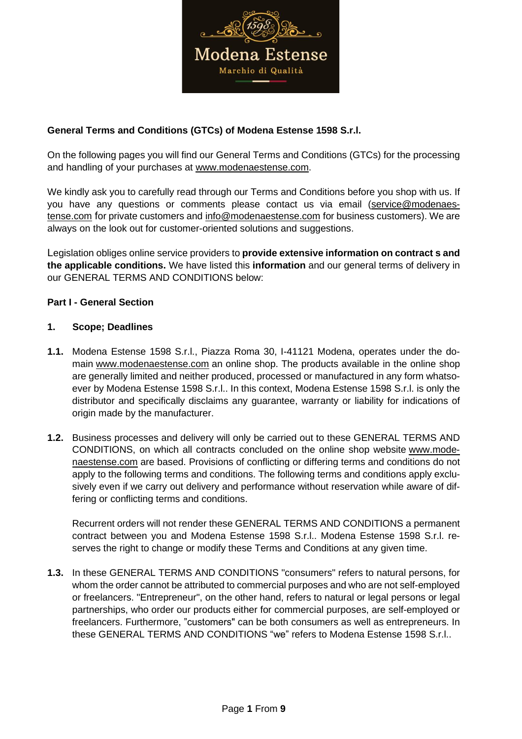**General Terms and Conditions (GTCs) of Modena Estense 1598 S.r.l.**

On the following pages you will find our General Terms and Conditions (GTCs) for the processing and handling of your purchases at www.modenaestense.com.

We kindly ask you to carefully read through our Terms and Conditions before you shop with us. If you have any questions or comments please contact us via email (service@modenaestense.com for private customers and info@modenaestense.com for business customers). We are always on the look out for customer-oriented solutions and suggestions.

Legislation obliges online service providers to **provide extensive information on contract s and the applicable conditions.** We have listed this **information** and our general terms of delivery in our GENERAL TERMS AND CONDITIONS below:

## Part I - General Section

### 1. Scope; Deadlines

**1.1.** Modena Estense 1598 S.r.l., Piazza Roma 30, I-41121 Modena, operates under the domain www.modenaestense.com an online shop. The products available in the online shop are generally limited and neither produced, processed or manufactured in any form whatsoever by Modena Estense 1598 S.r.l.. In this context, Modena Estense 1598 S.r.l. is only the distributor and specifically disclaims any guarantee, warranty or liability for indications of origin made by the manufacturer.

**1.2.** Business processes and delivery will only be carried out to these GENERAL TERMS AND CONDITIONS, on which all contracts concluded on the online shop website www.modenaestense.com are based. Provisions of conflicting or differing terms and conditions do not apply to the following terms and conditions. The following terms and conditions apply exclusively even if we carry out delivery and performance without reservation while aware of differing or conflicting terms and conditions.

Recurrent orders will not render these GENERAL TERMS AND CONDITIONS a permanent contract between you and Modena Estense 1598 S.r.l.. Modena Estense 1598 S.r.l. reserves the right to change or modify these Terms and Conditions at any given time.

**1.3.** In these GENERAL TERMS AND CONDITIONS "consumers" refers to natural persons, for whom the order cannot be attributed to commercial purposes and who are not self-employed or freelancers. "Entrepreneur", on the other hand, refers to natural or legal persons or legal partnerships, who order our products either for commercial purposes, are self-employed or freelancers. Furthermore, "customers" can be both consumers as well as entrepreneurs. In these GENERAL TERMS AND CONDITIONS "we" refers to Modena Estense 1598 S.r.l..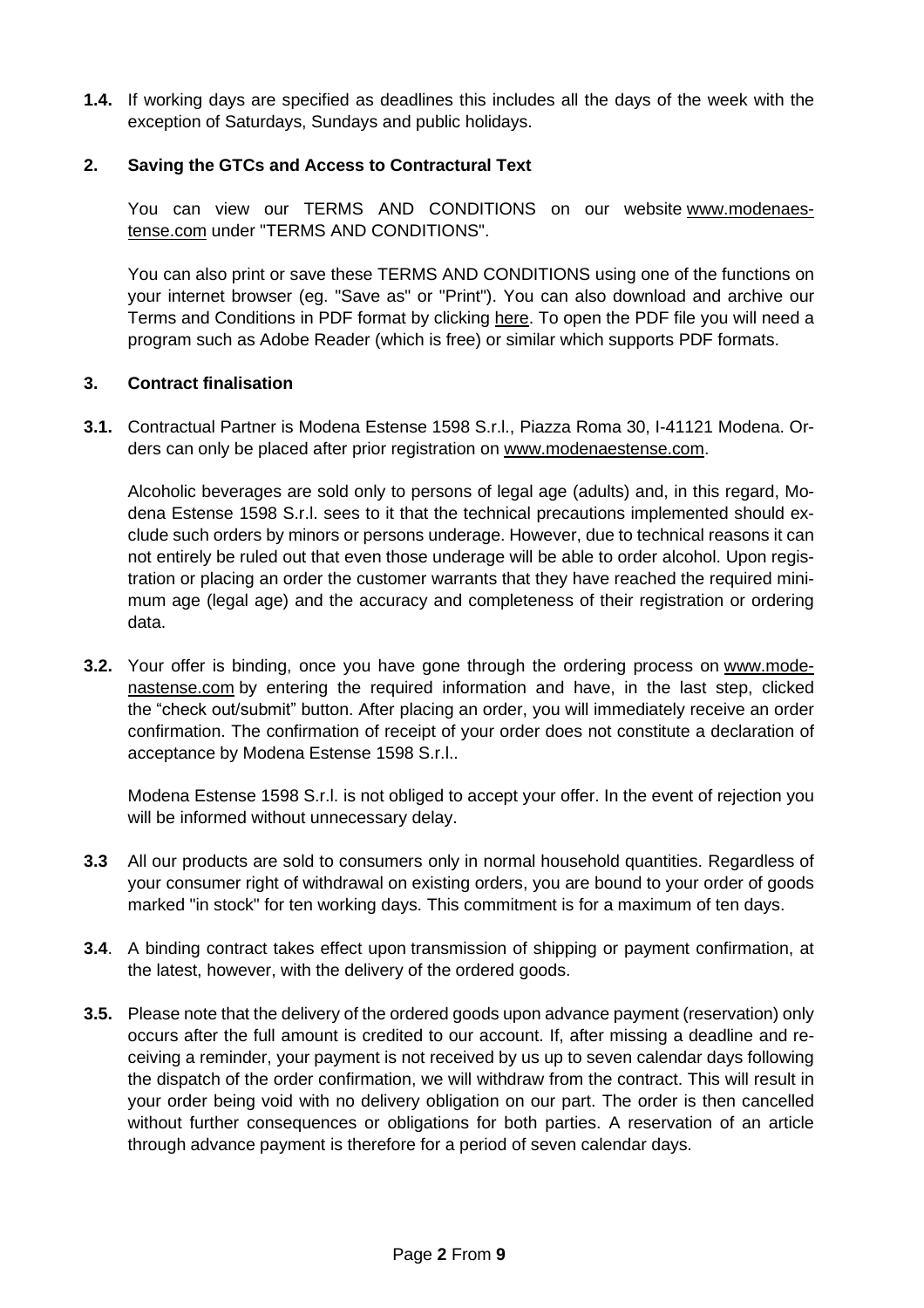**1.4.** If working days are specified as deadlines this includes all the days of the week with the exception of Saturdays, Sundays and public holidays.

## 2. Saving the GTCs and Access to Contractural Text

You can view our TERMS AND CONDITIONS on our website www.modenaestense.com under "TERMS AND CONDITIONS".

You can also print or save these TERMS AND CONDITIONS using one of the functions on your internet browser (eg. "Save as" or "Print"). You can also download and archive our Terms and Conditions in PDF format by clicking here. To open the PDF file you will need a program such as Adobe Reader (which is free) or similar which supports PDF formats.

## 3. Contract finalisation

**3.1.** Contractual Partner is Modena Estense 1598 S.r.l., Piazza Roma 30, I-41121 Modena. Orders can only be placed after prior registration on www.modenaestense.com.

Alcoholic beverages are sold only to persons of legal age (adults) and, in this regard, Modena Estense 1598 S.r.l. sees to it that the technical precautions implemented should exclude such orders by minors or persons underage. However, due to technical reasons it can not entirely be ruled out that even those underage will be able to order alcohol. Upon registration or placing an order the customer warrants that they have reached the required minimum age (legal age) and the accuracy and completeness of their registration or ordering data.

**3.2.** Your offer is binding, once you have gone through the ordering process on www.modenastense.com by entering the required information and have, in the last step, clicked the "check out/submit" button. After placing an order, you will immediately receive an order confirmation. The confirmation of receipt of your order does not constitute a declaration of acceptance by Modena Estense 1598 S.r.l..

Modena Estense 1598 S.r.l. is not obliged to accept your offer. In the event of rejection you will be informed without unnecessary delay.

**3.3** All our products are sold to consumers only in normal household quantities. Regardless of your consumer right of withdrawal on existing orders, you are bound to your order of goods marked "in stock" for ten working days. This commitment is for a maximum of ten days.

**3.4**. A binding contract takes effect upon transmission of shipping or payment confirmation, at the latest, however, with the delivery of the ordered goods.

**3.5.** Please note that the delivery of the ordered goods upon advance payment (reservation) only occurs after the full amount is credited to our account. If, after missing a deadline and receiving a reminder, your payment is not received by us up to seven calendar days following the dispatch of the order confirmation, we will withdraw from the contract. This will result in your order being void with no delivery obligation on our part. The order is then cancelled without further consequences or obligations for both parties. A reservation of an article through advance payment is therefore for a period of seven calendar days.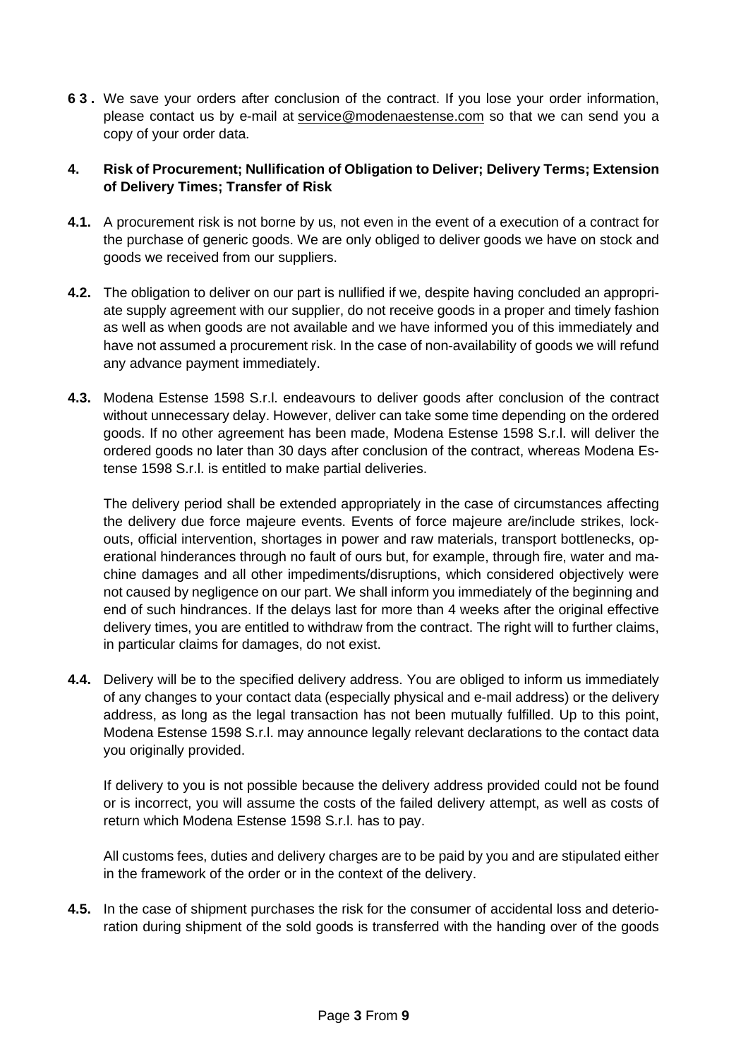**6 3 .** We save your orders after conclusion of the contract. If you lose your order information, please contact us by e-mail at service@modenaestense.com so that we can send you a copy of your order data.

## 4. Risk of Procurement; Nullification of Obligation to Deliver; Delivery Terms; Extension of Delivery Times; Transfer of Risk

**4.1.** A procurement risk is not borne by us, not even in the event of a execution of a contract for the purchase of generic goods. We are only obliged to deliver goods we have on stock and goods we received from our suppliers.

**4.2.** The obligation to deliver on our part is nullified if we, despite having concluded an appropriate supply agreement with our supplier, do not receive goods in a proper and timely fashion as well as when goods are not available and we have informed you of this immediately and have not assumed a procurement risk. In the case of non-availability of goods we will refund any advance payment immediately.

**4.3.** Modena Estense 1598 S.r.l. endeavours to deliver goods after conclusion of the contract without unnecessary delay. However, deliver can take some time depending on the ordered goods. If no other agreement has been made, Modena Estense 1598 S.r.l. will deliver the ordered goods no later than 30 days after conclusion of the contract, whereas Modena Estense 1598 S.r.l. is entitled to make partial deliveries.

The delivery period shall be extended appropriately in the case of circumstances affecting the delivery due force majeure events. Events of force majeure are/include strikes, lockouts, official intervention, shortages in power and raw materials, transport bottlenecks, operational hinderances through no fault of ours but, for example, through fire, water and machine damages and all other impediments/disruptions, which considered objectively were not caused by negligence on our part. We shall inform you immediately of the beginning and end of such hindrances. If the delays last for more than 4 weeks after the original effective delivery times, you are entitled to withdraw from the contract. The right will to further claims, in particular claims for damages, do not exist.

**4.4.** Delivery will be to the specified delivery address. You are obliged to inform us immediately of any changes to your contact data (especially physical and e-mail address) or the delivery address, as long as the legal transaction has not been mutually fulfilled. Up to this point, Modena Estense 1598 S.r.l. may announce legally relevant declarations to the contact data you originally provided.

If delivery to you is not possible because the delivery address provided could not be found or is incorrect, you will assume the costs of the failed delivery attempt, as well as costs of return which Modena Estense 1598 S.r.l. has to pay.

All customs fees, duties and delivery charges are to be paid by you and are stipulated either in the framework of the order or in the context of the delivery.

**4.5.** In the case of shipment purchases the risk for the consumer of accidental loss and deterioration during shipment of the sold goods is transferred with the handing over of the goods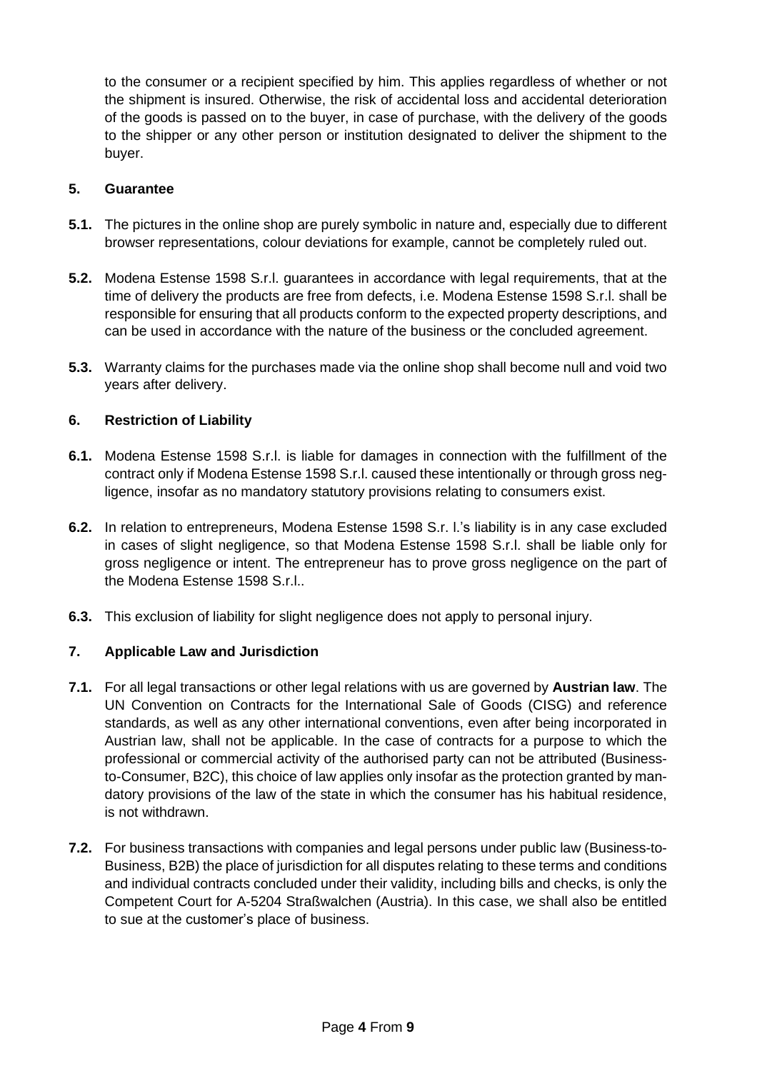to the consumer or a recipient specified by him. This applies regardless of whether or not the shipment is insured. Otherwise, the risk of accidental loss and accidental deterioration of the goods is passed on to the buyer, in case of purchase, with the delivery of the goods to the shipper or any other person or institution designated to deliver the shipment to the buyer.

## 5. Guarantee

**5.1.** The pictures in the online shop are purely symbolic in nature and, especially due to different browser representations, colour deviations for example, cannot be completely ruled out.

**5.2.** Modena Estense 1598 S.r.l. guarantees in accordance with legal requirements, that at the time of delivery the products are free from defects, i.e. Modena Estense 1598 S.r.l. shall be responsible for ensuring that all products conform to the expected property descriptions, and can be used in accordance with the nature of the business or the concluded agreement.

**5.3.** Warranty claims for the purchases made via the online shop shall become null and void two years after delivery.

## 6. Restriction of Liability

**6.1.** Modena Estense 1598 S.r.l. is liable for damages in connection with the fulfillment of the contract only if Modena Estense 1598 S.r.l. caused these intentionally or through gross negligence, insofar as no mandatory statutory provisions relating to consumers exist.

**6.2.** In relation to entrepreneurs, Modena Estense 1598 S.r. l.'s liability is in any case excluded in cases of slight negligence, so that Modena Estense 1598 S.r.l. shall be liable only for gross negligence or intent. The entrepreneur has to prove gross negligence on the part of the Modena Estense 1598 S.r.l..

**6.3.** This exclusion of liability for slight negligence does not apply to personal injury.

## 7. Applicable Law and Jurisdiction

**7.1.** For all legal transactions or other legal relations with us are governed by **Austrian law**. The UN Convention on Contracts for the International Sale of Goods (CISG) and reference standards, as well as any other international conventions, even after being incorporated in Austrian law, shall not be applicable. In the case of contracts for a purpose to which the professional or commercial activity of the authorised party can not be attributed (Business-to-Consumer, B2C), this choice of law applies only insofar as the protection granted by mandatory provisions of the law of the state in which the consumer has his habitual residence, is not withdrawn.

**7.2.** For business transactions with companies and legal persons under public law (Business-to-Business, B2B) the place of jurisdiction for all disputes relating to these terms and conditions and individual contracts concluded under their validity, including bills and checks, is only the Competent Court for A-5204 Straßwalchen (Austria). In this case, we shall also be entitled to sue at the customer's place of business.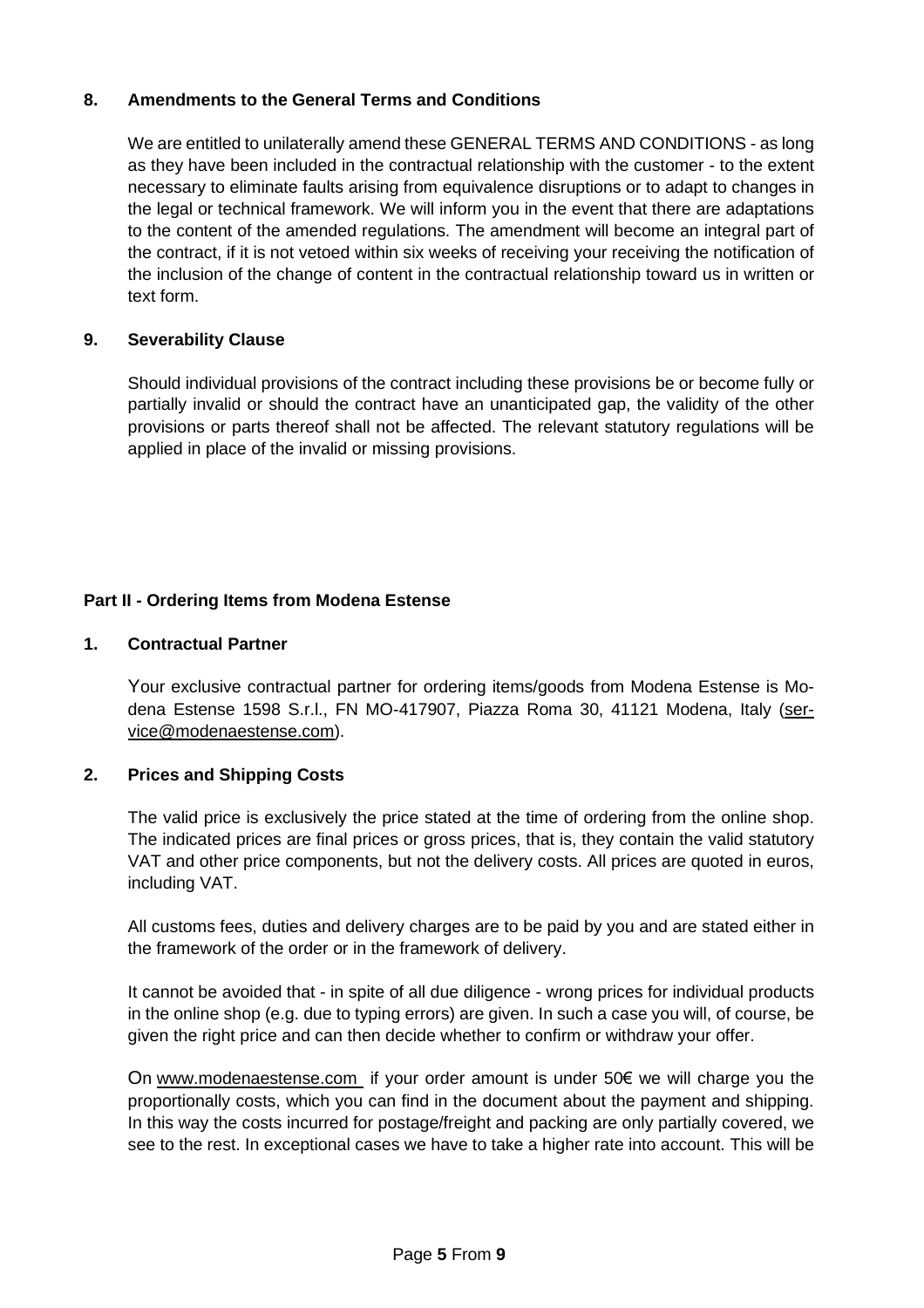## 8. Amendments to the General Terms and Conditions

We are entitled to unilaterally amend these GENERAL TERMS AND CONDITIONS - as long as they have been included in the contractual relationship with the customer - to the extent necessary to eliminate faults arising from equivalence disruptions or to adapt to changes in the legal or technical framework. We will inform you in the event that there are adaptations to the content of the amended regulations. The amendment will become an integral part of the contract, if it is not vetoed within six weeks of receiving your receiving the notification of the inclusion of the change of content in the contractual relationship toward us in written or text form.

## 9. Severability Clause

Should individual provisions of the contract including these provisions be or become fully or partially invalid or should the contract have an unanticipated gap, the validity of the other provisions or parts thereof shall not be affected. The relevant statutory regulations will be applied in place of the invalid or missing provisions.

# Part II - Ordering Items from Modena Estense

## 1. Contractual Partner

Your exclusive contractual partner for ordering items/goods from Modena Estense is Modena Estense 1598 S.r.l., FN MO-417907, Piazza Roma 30, 41121 Modena, Italy (service@modenaestense.com).

## 2. Prices and Shipping Costs

The valid price is exclusively the price stated at the time of ordering from the online shop. The indicated prices are final prices or gross prices, that is, they contain the valid statutory VAT and other price components, but not the delivery costs. All prices are quoted in euros, including VAT.

All customs fees, duties and delivery charges are to be paid by you and are stated either in the framework of the order or in the framework of delivery.

It cannot be avoided that - in spite of all due diligence - wrong prices for individual products in the online shop (e.g. due to typing errors) are given. In such a case you will, of course, be given the right price and can then decide whether to confirm or withdraw your offer.

On www.modenaestense.com if your order amount is under 50€ we will charge you the proportionally costs, which you can find in the document about the payment and shipping. In this way the costs incurred for postage/freight and packing are only partially covered, we see to the rest. In exceptional cases we have to take a higher rate into account. This will be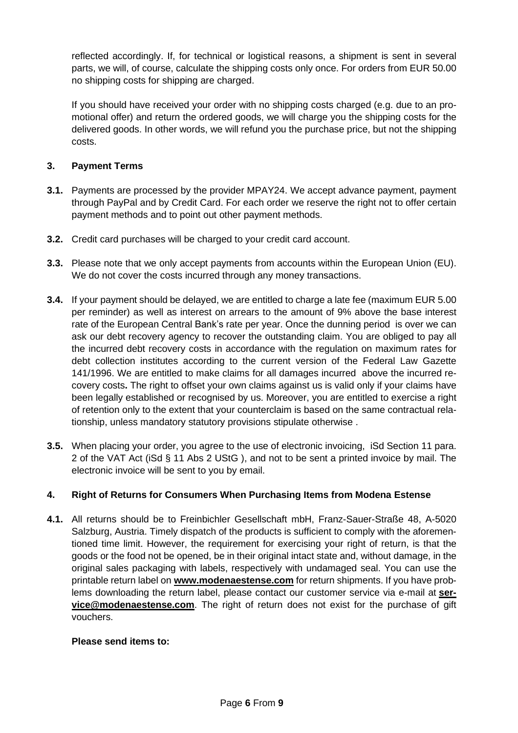reflected accordingly. If, for technical or logistical reasons, a shipment is sent in several parts, we will, of course, calculate the shipping costs only once. For orders from EUR 50.00 no shipping costs for shipping are charged.

If you should have received your order with no shipping costs charged (e.g. due to an promotional offer) and return the ordered goods, we will charge you the shipping costs for the delivered goods. In other words, we will refund you the purchase price, but not the shipping costs.

## 3. Payment Terms

**3.1.** Payments are processed by the provider MPAY24. We accept advance payment, payment through PayPal and by Credit Card. For each order we reserve the right not to offer certain payment methods and to point out other payment methods.

**3.2.** Credit card purchases will be charged to your credit card account.

**3.3.** Please note that we only accept payments from accounts within the European Union (EU). We do not cover the costs incurred through any money transactions.

**3.4.** If your payment should be delayed, we are entitled to charge a late fee (maximum EUR 5.00 per reminder) as well as interest on arrears to the amount of 9% above the base interest rate of the European Central Bank's rate per year. Once the dunning period is over we can ask our debt recovery agency to recover the outstanding claim. You are obliged to pay all the incurred debt recovery costs in accordance with the regulation on maximum rates for debt collection institutes according to the current version of the Federal Law Gazette 141/1996. We are entitled to make claims for all damages incurred above the incurred recovery costs**.** The right to offset your own claims against us is valid only if your claims have been legally established or recognised by us. Moreover, you are entitled to exercise a right of retention only to the extent that your counterclaim is based on the same contractual relationship, unless mandatory statutory provisions stipulate otherwise .

**3.5.** When placing your order, you agree to the use of electronic invoicing, iSd Section 11 para. 2 of the VAT Act (iSd § 11 Abs 2 UStG ), and not to be sent a printed invoice by mail. The electronic invoice will be sent to you by email.

## 4. Right of Returns for Consumers When Purchasing Items from Modena Estense

**4.1.** All returns should be to Freinbichler Gesellschaft mbH, Franz-Sauer-Straße 48, A-5020 Salzburg, Austria. Timely dispatch of the products is sufficient to comply with the aforementioned time limit. However, the requirement for exercising your right of return, is that the goods or the food not be opened, be in their original intact state and, without damage, in the original sales packaging with labels, respectively with undamaged seal. You can use the printable return label on **www.modenaestense.com** for return shipments. If you have problems downloading the return label, please contact our customer service via e-mail at **service@modenaestense.com**. The right of return does not exist for the purchase of gift vouchers.

**Please send items to:**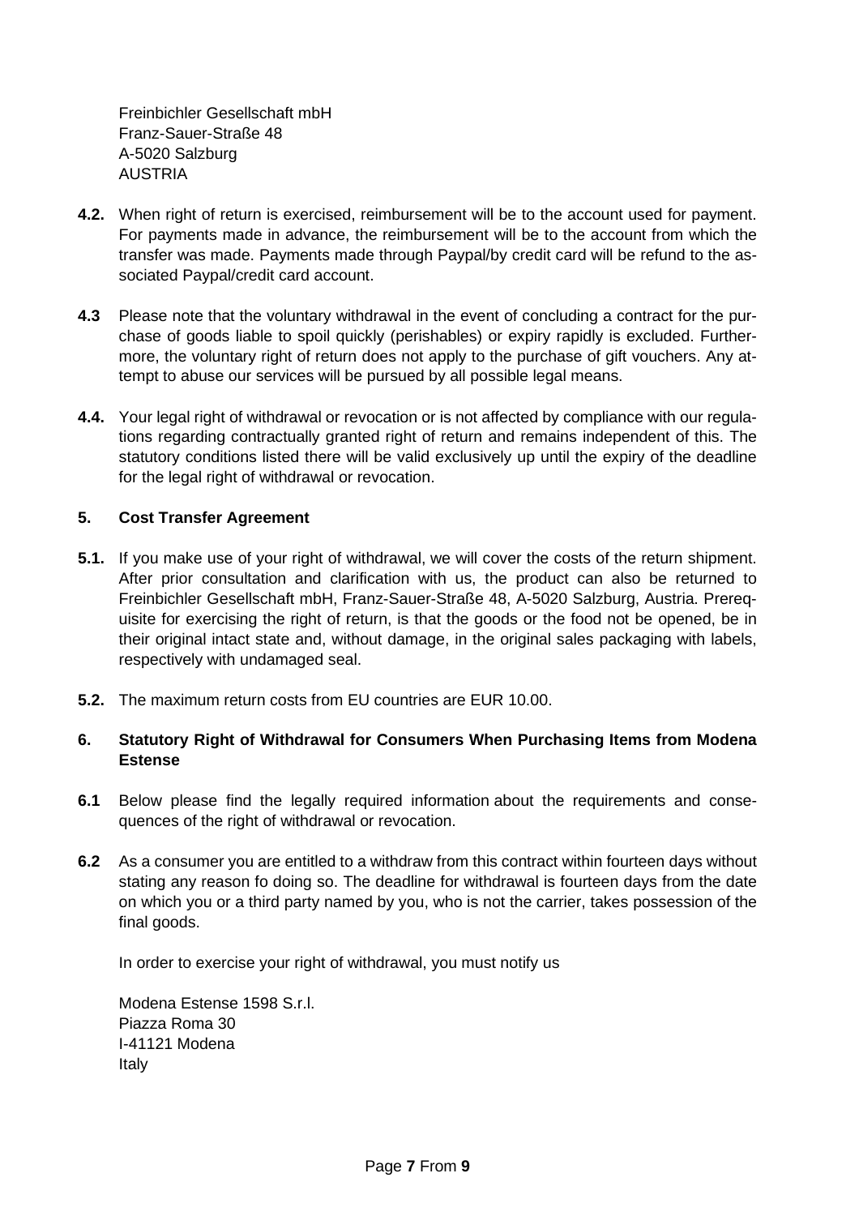Freinbichler Gesellschaft mbH
Franz-Sauer-Straße 48
A-5020 Salzburg
AUSTRIA

**4.2.** When right of return is exercised, reimbursement will be to the account used for payment. For payments made in advance, the reimbursement will be to the account from which the transfer was made. Payments made through Paypal/by credit card will be refund to the associated Paypal/credit card account.

**4.3** Please note that the voluntary withdrawal in the event of concluding a contract for the purchase of goods liable to spoil quickly (perishables) or expiry rapidly is excluded. Furthermore, the voluntary right of return does not apply to the purchase of gift vouchers. Any attempt to abuse our services will be pursued by all possible legal means.

**4.4.** Your legal right of withdrawal or revocation or is not affected by compliance with our regulations regarding contractually granted right of return and remains independent of this. The statutory conditions listed there will be valid exclusively up until the expiry of the deadline for the legal right of withdrawal or revocation.

## 5. Cost Transfer Agreement

**5.1.** If you make use of your right of withdrawal, we will cover the costs of the return shipment. After prior consultation and clarification with us, the product can also be returned to Freinbichler Gesellschaft mbH, Franz-Sauer-Straße 48, A-5020 Salzburg, Austria. Prerequisite for exercising the right of return, is that the goods or the food not be opened, be in their original intact state and, without damage, in the original sales packaging with labels, respectively with undamaged seal.

**5.2.** The maximum return costs from EU countries are EUR 10.00.

## 6. Statutory Right of Withdrawal for Consumers When Purchasing Items from Modena Estense

**6.1** Below please find the legally required information about the requirements and consequences of the right of withdrawal or revocation.

**6.2** As a consumer you are entitled to a withdraw from this contract within fourteen days without stating any reason fo doing so. The deadline for withdrawal is fourteen days from the date on which you or a third party named by you, who is not the carrier, takes possession of the final goods.

In order to exercise your right of withdrawal, you must notify us

Modena Estense 1598 S.r.l.
Piazza Roma 30
I-41121 Modena
Italy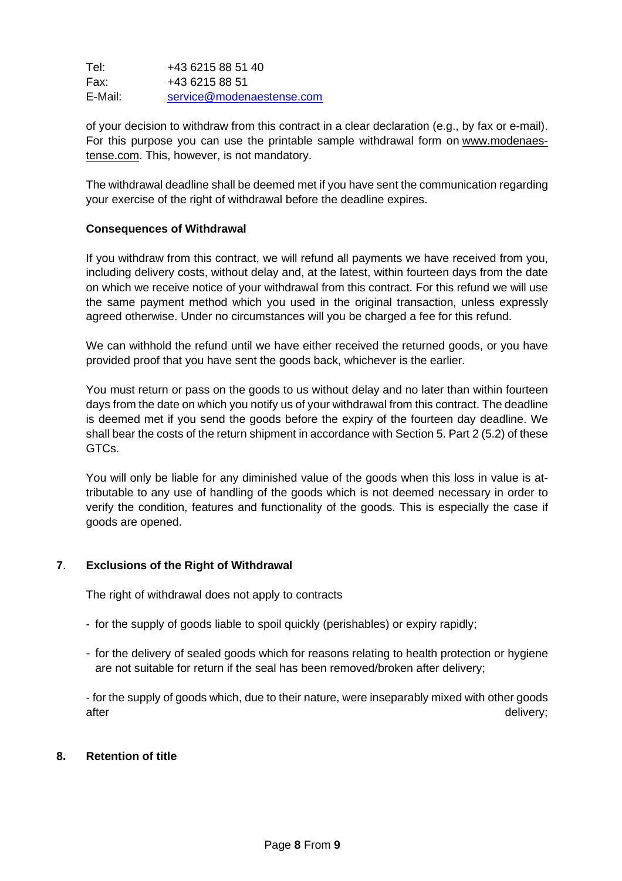| | |
|---|---|
| Tel: | +43 6215 88 51 40 |
| Fax: | +43 6215 88 51 |
| E-Mail: | service@modenaestense.com |

of your decision to withdraw from this contract in a clear declaration (e.g., by fax or e-mail). For this purpose you can use the printable sample withdrawal form on www.modenaestense.com. This, however, is not mandatory.

The withdrawal deadline shall be deemed met if you have sent the communication regarding your exercise of the right of withdrawal before the deadline expires.

**Consequences of Withdrawal**

If you withdraw from this contract, we will refund all payments we have received from you, including delivery costs, without delay and, at the latest, within fourteen days from the date on which we receive notice of your withdrawal from this contract. For this refund we will use the same payment method which you used in the original transaction, unless expressly agreed otherwise. Under no circumstances will you be charged a fee for this refund.

We can withhold the refund until we have either received the returned goods, or you have provided proof that you have sent the goods back, whichever is the earlier.

You must return or pass on the goods to us without delay and no later than within fourteen days from the date on which you notify us of your withdrawal from this contract. The deadline is deemed met if you send the goods before the expiry of the fourteen day deadline. We shall bear the costs of the return shipment in accordance with Section 5. Part 2 (5.2) of these GTCs.

You will only be liable for any diminished value of the goods when this loss in value is attributable to any use of handling of the goods which is not deemed necessary in order to verify the condition, features and functionality of the goods. This is especially the case if goods are opened.

## 7. Exclusions of the Right of Withdrawal

The right of withdrawal does not apply to contracts

- for the supply of goods liable to spoil quickly (perishables) or expiry rapidly;
- for the delivery of sealed goods which for reasons relating to health protection or hygiene are not suitable for return if the seal has been removed/broken after delivery;
- for the supply of goods which, due to their nature, were inseparably mixed with other goods after delivery;

## 8. Retention of title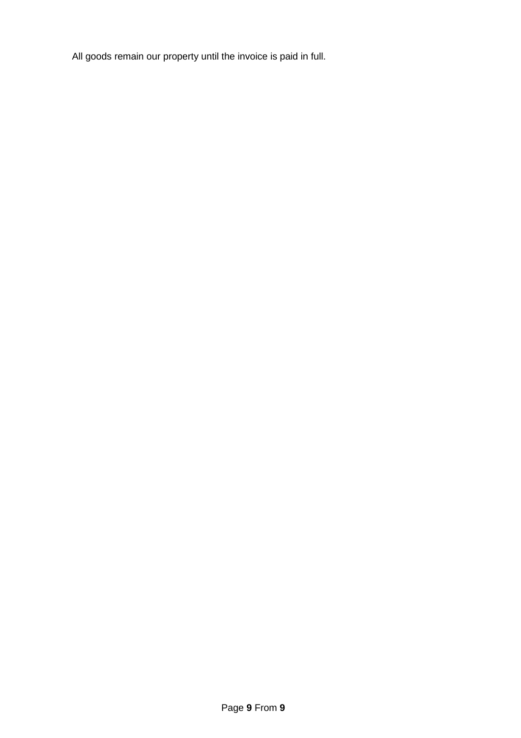All goods remain our property until the invoice is paid in full.